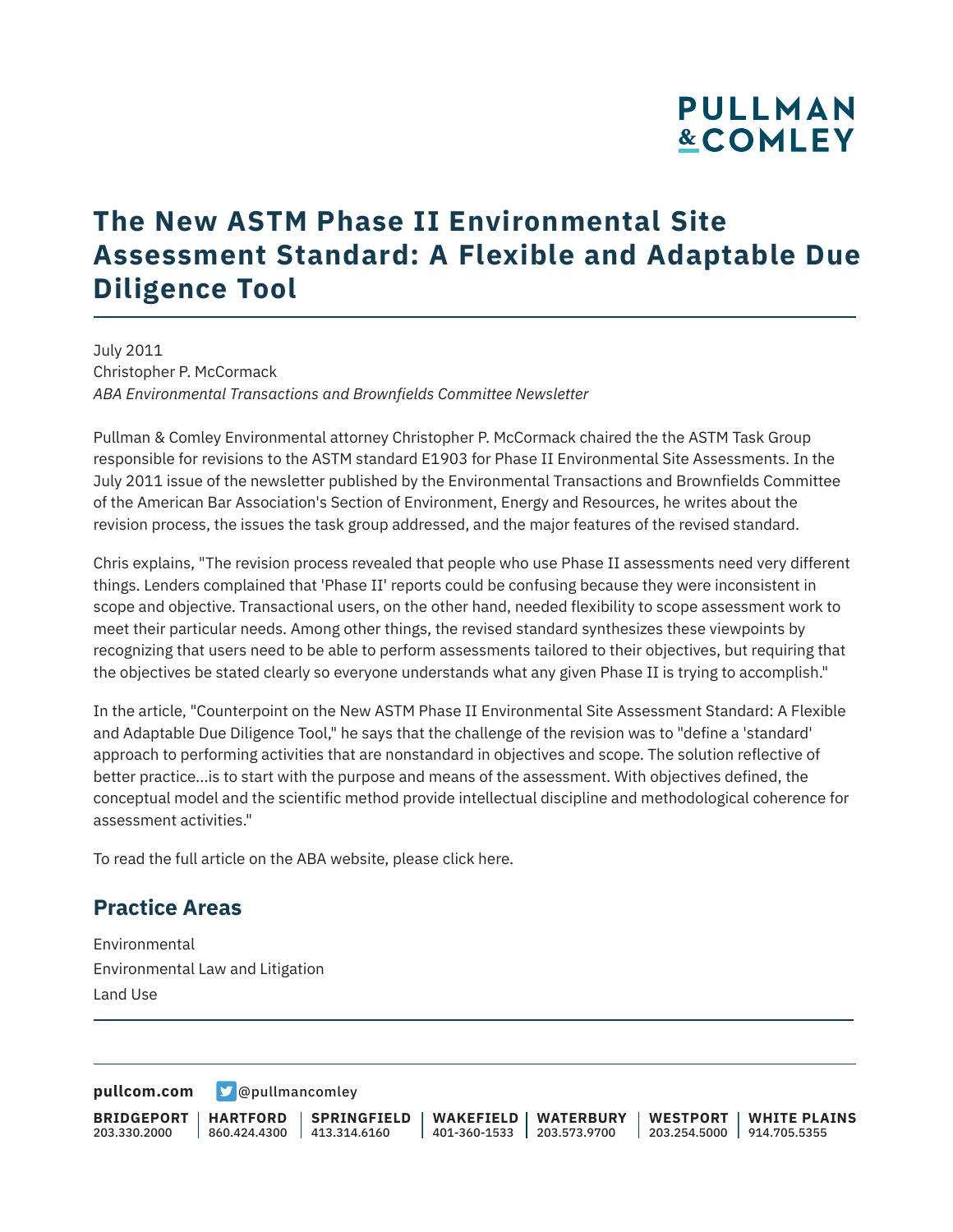# The New ASTM Phase II Environmental Site Assessment Standard: A Flexible and Adaptable Due Diligence Tool

July 2011
Christopher P. McCormack
*ABA Environmental Transactions and Brownfields Committee Newsletter*

Pullman & Comley Environmental attorney Christopher P. McCormack chaired the the ASTM Task Group responsible for revisions to the ASTM standard E1903 for Phase II Environmental Site Assessments. In the July 2011 issue of the newsletter published by the Environmental Transactions and Brownfields Committee of the American Bar Association's Section of Environment, Energy and Resources, he writes about the revision process, the issues the task group addressed, and the major features of the revised standard.

Chris explains, "The revision process revealed that people who use Phase II assessments need very different things. Lenders complained that 'Phase II' reports could be confusing because they were inconsistent in scope and objective. Transactional users, on the other hand, needed flexibility to scope assessment work to meet their particular needs. Among other things, the revised standard synthesizes these viewpoints by recognizing that users need to be able to perform assessments tailored to their objectives, but requiring that the objectives be stated clearly so everyone understands what any given Phase II is trying to accomplish."

In the article, "Counterpoint on the New ASTM Phase II Environmental Site Assessment Standard: A Flexible and Adaptable Due Diligence Tool," he says that the challenge of the revision was to "define a 'standard' approach to performing activities that are nonstandard in objectives and scope. The solution reflective of better practice...is to start with the purpose and means of the assessment. With objectives defined, the conceptual model and the scientific method provide intellectual discipline and methodological coherence for assessment activities."

To read the full article on the ABA website, please click here.

## Practice Areas

Environmental
Environmental Law and Litigation
Land Use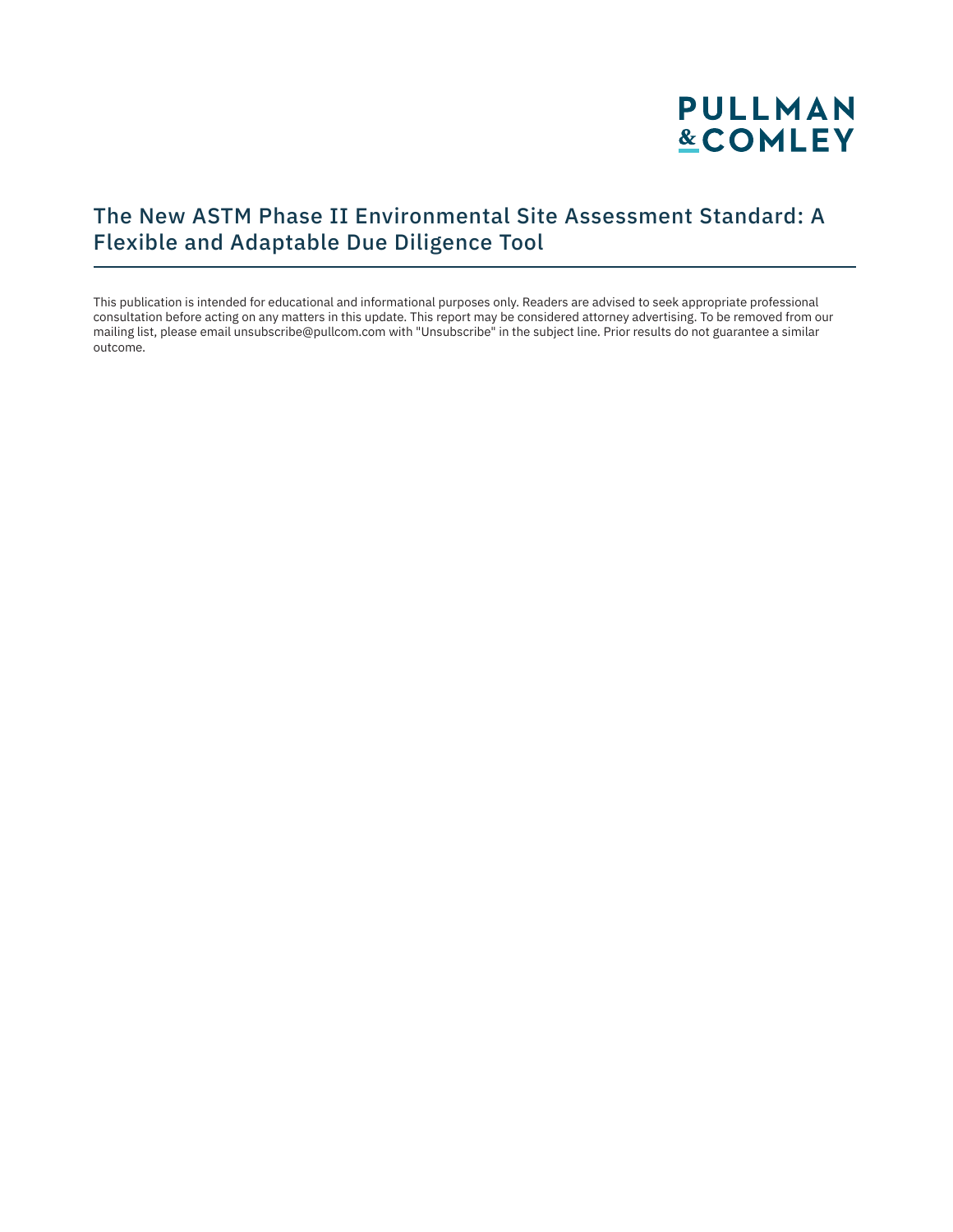PULLMAN & COMLEY

# The New ASTM Phase II Environmental Site Assessment Standard: A Flexible and Adaptable Due Diligence Tool

This publication is intended for educational and informational purposes only. Readers are advised to seek appropriate professional consultation before acting on any matters in this update. This report may be considered attorney advertising. To be removed from our mailing list, please email unsubscribe@pullcom.com with "Unsubscribe" in the subject line. Prior results do not guarantee a similar outcome.